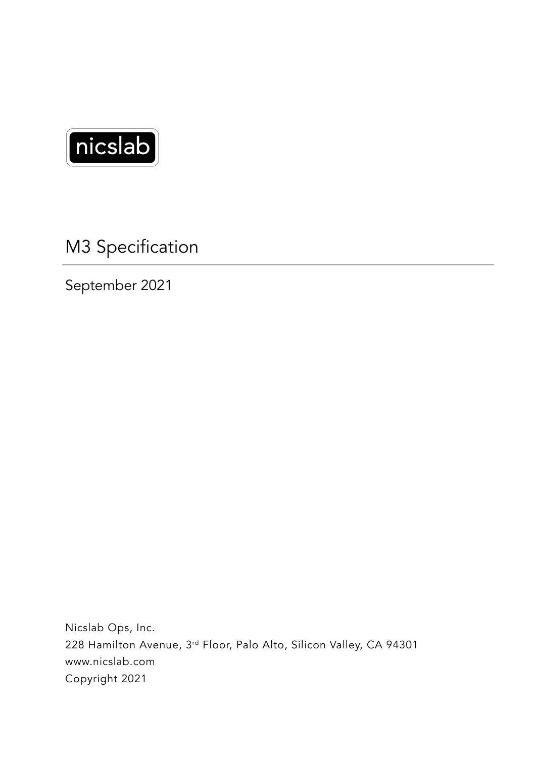nicslab

# M3 Specification

September 2021

Nicslab Ops, Inc.
228 Hamilton Avenue, 3rd Floor, Palo Alto, Silicon Valley, CA 94301
www.nicslab.com
Copyright 2021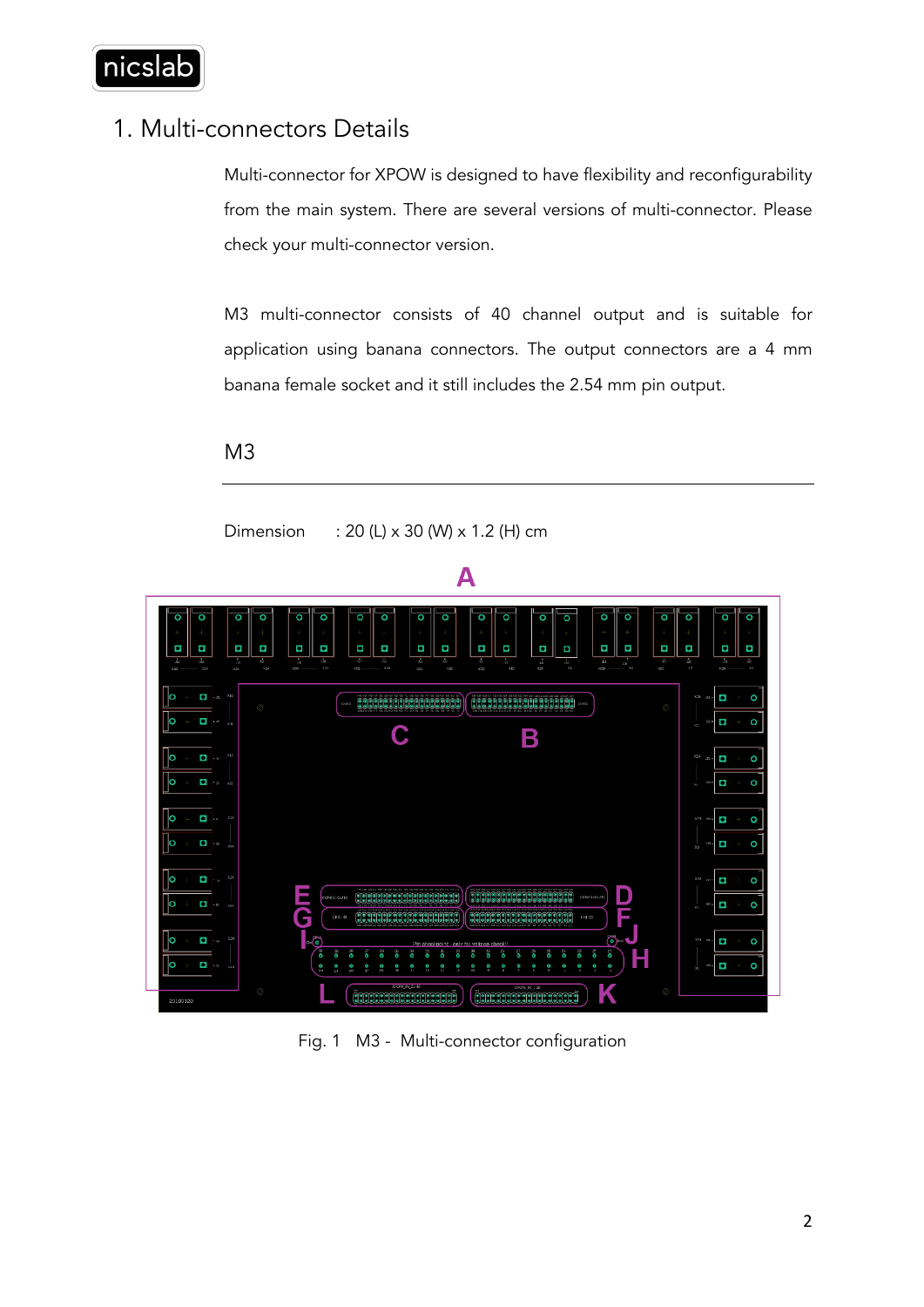# 1. Multi-connectors Details

Multi-connector for XPOW is designed to have flexibility and reconfigurability from the main system. There are several versions of multi-connector. Please check your multi-connector version.

M3 multi-connector consists of 40 channel output and is suitable for application using banana connectors. The output connectors are a 4 mm banana female socket and it still includes the 2.54 mm pin output.

## M3

Dimension : 20 (L) x 30 (W) x 1.2 (H) cm

Fig. 1 M3 - Multi-connector configuration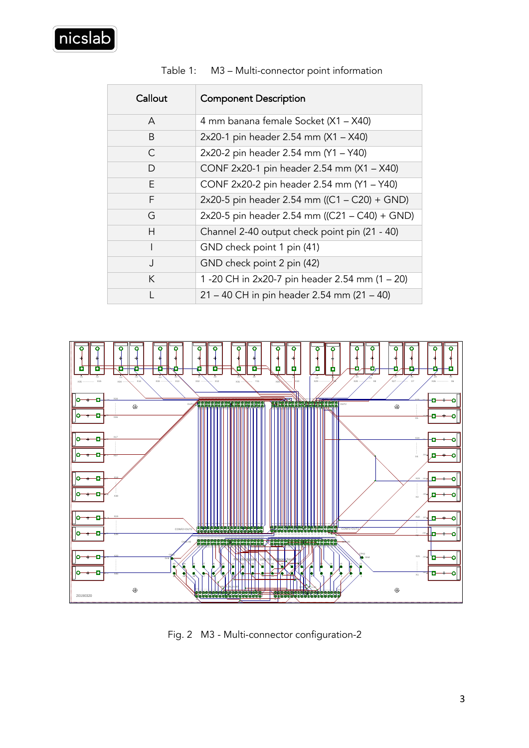Table 1: M3 – Multi-connector point information

| Callout | Component Description |
|---|---|
| A | 4 mm banana female Socket (X1 – X40) |
| B | 2x20-1 pin header 2.54 mm (X1 – X40) |
| C | 2x20-2 pin header 2.54 mm (Y1 – Y40) |
| D | CONF 2x20-1 pin header 2.54 mm (X1 – X40) |
| E | CONF 2x20-2 pin header 2.54 mm (Y1 – Y40) |
| F | 2x20-5 pin header 2.54 mm ((C1 – C20) + GND) |
| G | 2x20-5 pin header 2.54 mm ((C21 – C40) + GND) |
| H | Channel 2-40 output check point pin (21 - 40) |
| I | GND check point 1 pin (41) |
| J | GND check point 2 pin (42) |
| K | 1 -20 CH in 2x20-7 pin header 2.54 mm (1 – 20) |
| L | 21 – 40 CH in pin header 2.54 mm (21 – 40) |

Fig. 2 M3 - Multi-connector configuration-2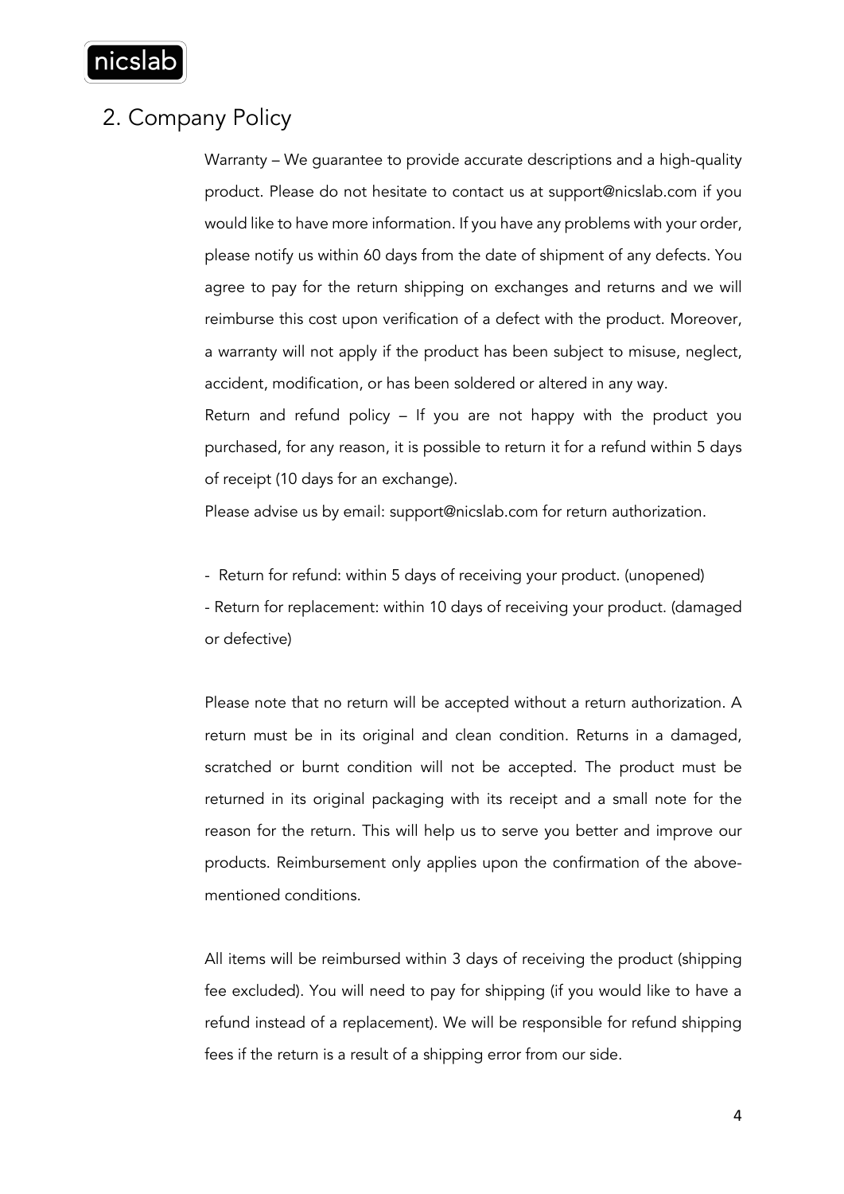## 2. Company Policy

Warranty – We guarantee to provide accurate descriptions and a high-quality product. Please do not hesitate to contact us at support@nicslab.com if you would like to have more information. If you have any problems with your order, please notify us within 60 days from the date of shipment of any defects. You agree to pay for the return shipping on exchanges and returns and we will reimburse this cost upon verification of a defect with the product. Moreover, a warranty will not apply if the product has been subject to misuse, neglect, accident, modification, or has been soldered or altered in any way.

Return and refund policy – If you are not happy with the product you purchased, for any reason, it is possible to return it for a refund within 5 days of receipt (10 days for an exchange).

Please advise us by email: support@nicslab.com for return authorization.

- Return for refund: within 5 days of receiving your product. (unopened)
- Return for replacement: within 10 days of receiving your product. (damaged or defective)

Please note that no return will be accepted without a return authorization. A return must be in its original and clean condition. Returns in a damaged, scratched or burnt condition will not be accepted. The product must be returned in its original packaging with its receipt and a small note for the reason for the return. This will help us to serve you better and improve our products. Reimbursement only applies upon the confirmation of the above-mentioned conditions.

All items will be reimbursed within 3 days of receiving the product (shipping fee excluded). You will need to pay for shipping (if you would like to have a refund instead of a replacement). We will be responsible for refund shipping fees if the return is a result of a shipping error from our side.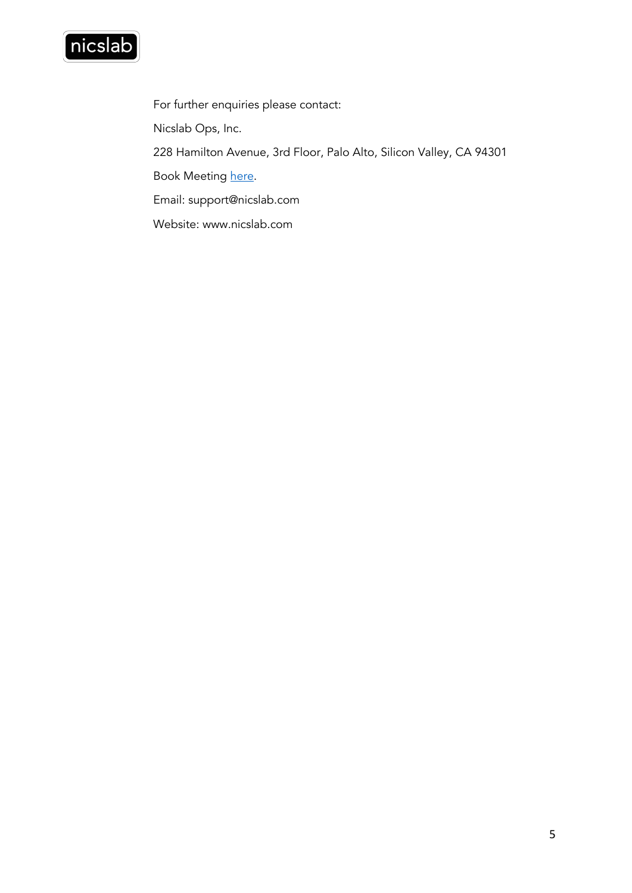For further enquiries please contact:

Nicslab Ops, Inc.

228 Hamilton Avenue, 3rd Floor, Palo Alto, Silicon Valley, CA 94301

Book Meeting here.

Email: support@nicslab.com

Website: www.nicslab.com